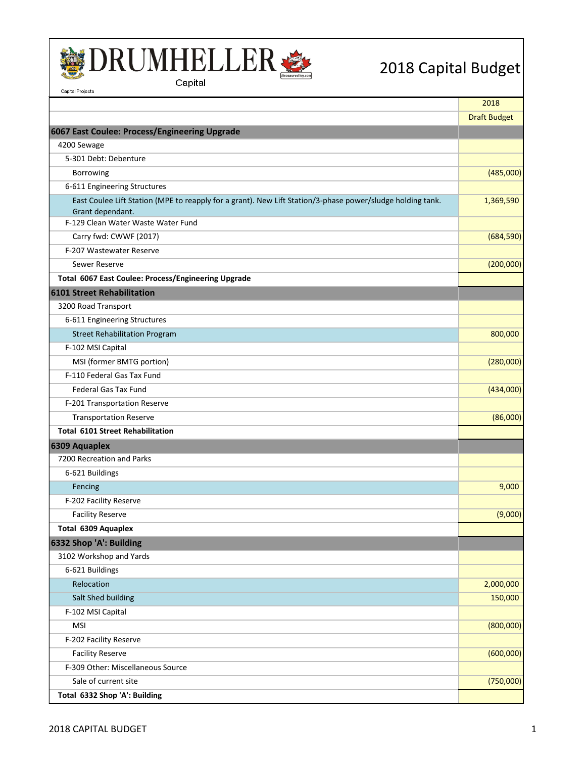DRUMHELLER

Capital

Capital Projects

# 2018 Capital Budget

| | 2018 |
|---|---|
| | Draft Budget |
| **6067 East Coulee: Process/Engineering Upgrade** | |
| 4200 Sewage | |
| 5-301 Debt: Debenture | |
| Borrowing | (485,000) |
| 6-611 Engineering Structures | |
| East Coulee Lift Station (MPE to reapply for a grant). New Lift Station/3-phase power/sludge holding tank. Grant dependant. | 1,369,590 |
| F-129 Clean Water Waste Water Fund | |
| Carry fwd: CWWF (2017) | (684,590) |
| F-207 Wastewater Reserve | |
| Sewer Reserve | (200,000) |
| **Total 6067 East Coulee: Process/Engineering Upgrade** | |
| **6101 Street Rehabilitation** | |
| 3200 Road Transport | |
| 6-611 Engineering Structures | |
| Street Rehabilitation Program | 800,000 |
| F-102 MSI Capital | |
| MSI (former BMTG portion) | (280,000) |
| F-110 Federal Gas Tax Fund | |
| Federal Gas Tax Fund | (434,000) |
| F-201 Transportation Reserve | |
| Transportation Reserve | (86,000) |
| **Total 6101 Street Rehabilitation** | |
| **6309 Aquaplex** | |
| 7200 Recreation and Parks | |
| 6-621 Buildings | |
| Fencing | 9,000 |
| F-202 Facility Reserve | |
| Facility Reserve | (9,000) |
| **Total 6309 Aquaplex** | |
| **6332 Shop 'A': Building** | |
| 3102 Workshop and Yards | |
| 6-621 Buildings | |
| Relocation | 2,000,000 |
| Salt Shed building | 150,000 |
| F-102 MSI Capital | |
| MSI | (800,000) |
| F-202 Facility Reserve | |
| Facility Reserve | (600,000) |
| F-309 Other: Miscellaneous Source | |
| Sale of current site | (750,000) |
| **Total 6332 Shop 'A': Building** | |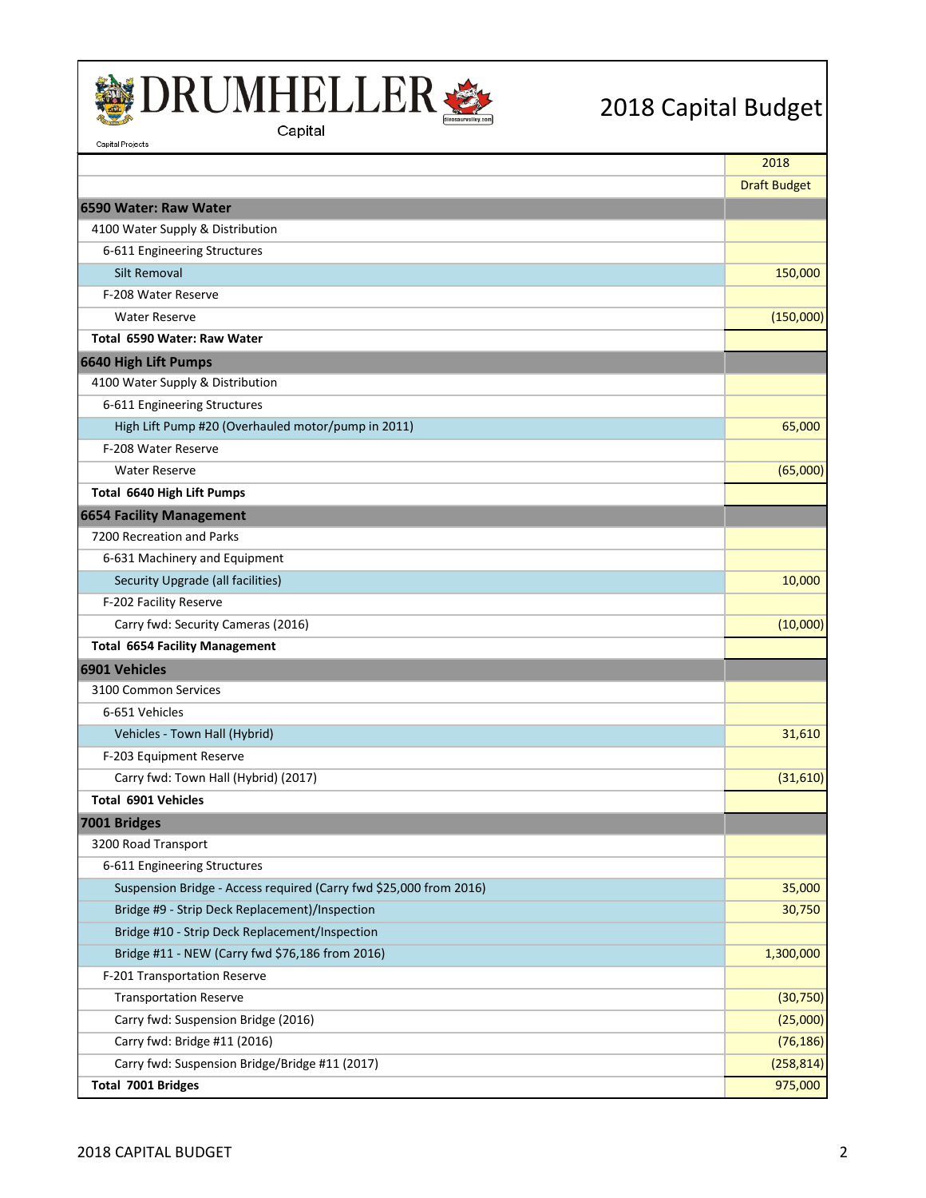# DRUMHELLER

Capital

Capital Projects

## 2018 Capital Budget

| | 2018 |
|---|---|
| | Draft Budget |
| **6590 Water: Raw Water** | |
| 4100 Water Supply & Distribution | |
| 6-611 Engineering Structures | |
| Silt Removal | 150,000 |
| F-208 Water Reserve | |
| Water Reserve | (150,000) |
| **Total 6590 Water: Raw Water** | |
| **6640 High Lift Pumps** | |
| 4100 Water Supply & Distribution | |
| 6-611 Engineering Structures | |
| High Lift Pump #20 (Overhauled motor/pump in 2011) | 65,000 |
| F-208 Water Reserve | |
| Water Reserve | (65,000) |
| **Total 6640 High Lift Pumps** | |
| **6654 Facility Management** | |
| 7200 Recreation and Parks | |
| 6-631 Machinery and Equipment | |
| Security Upgrade (all facilities) | 10,000 |
| F-202 Facility Reserve | |
| Carry fwd: Security Cameras (2016) | (10,000) |
| **Total 6654 Facility Management** | |
| **6901 Vehicles** | |
| 3100 Common Services | |
| 6-651 Vehicles | |
| Vehicles - Town Hall (Hybrid) | 31,610 |
| F-203 Equipment Reserve | |
| Carry fwd: Town Hall (Hybrid) (2017) | (31,610) |
| **Total 6901 Vehicles** | |
| **7001 Bridges** | |
| 3200 Road Transport | |
| 6-611 Engineering Structures | |
| Suspension Bridge - Access required (Carry fwd $25,000 from 2016) | 35,000 |
| Bridge #9 - Strip Deck Replacement)/Inspection | 30,750 |
| Bridge #10 - Strip Deck Replacement/Inspection | |
| Bridge #11 - NEW (Carry fwd $76,186 from 2016) | 1,300,000 |
| F-201 Transportation Reserve | |
| Transportation Reserve | (30,750) |
| Carry fwd: Suspension Bridge (2016) | (25,000) |
| Carry fwd: Bridge #11 (2016) | (76,186) |
| Carry fwd: Suspension Bridge/Bridge #11 (2017) | (258,814) |
| **Total 7001 Bridges** | 975,000 |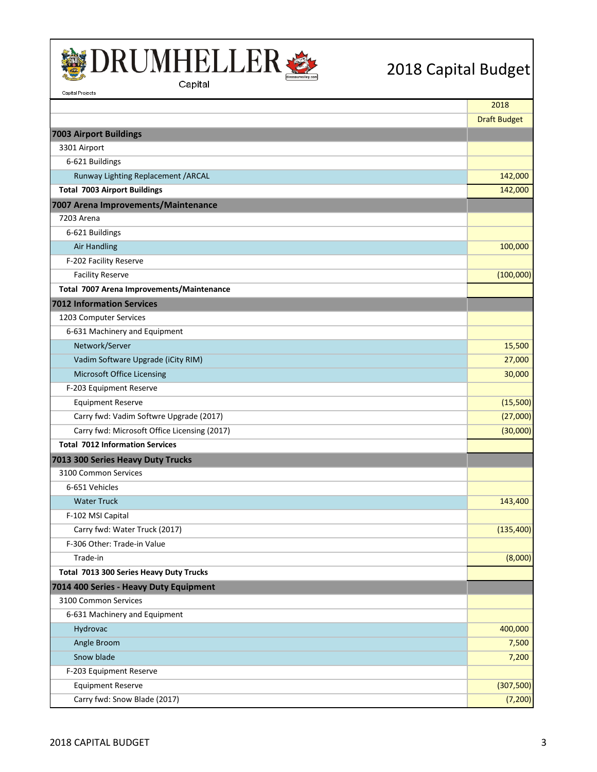# DRUMHELLER

Capital

Capital Projects

# 2018 Capital Budget

| | 2018 |
|---|---|
| | Draft Budget |
| **7003 Airport Buildings** | |
| 3301 Airport | |
| 6-621 Buildings | |
| Runway Lighting Replacement /ARCAL | 142,000 |
| **Total 7003 Airport Buildings** | 142,000 |
| **7007 Arena Improvements/Maintenance** | |
| 7203 Arena | |
| 6-621 Buildings | |
| Air Handling | 100,000 |
| F-202 Facility Reserve | |
| Facility Reserve | (100,000) |
| **Total 7007 Arena Improvements/Maintenance** | |
| **7012 Information Services** | |
| 1203 Computer Services | |
| 6-631 Machinery and Equipment | |
| Network/Server | 15,500 |
| Vadim Software Upgrade (iCity RIM) | 27,000 |
| Microsoft Office Licensing | 30,000 |
| F-203 Equipment Reserve | |
| Equipment Reserve | (15,500) |
| Carry fwd: Vadim Softwre Upgrade (2017) | (27,000) |
| Carry fwd: Microsoft Office Licensing (2017) | (30,000) |
| **Total 7012 Information Services** | |
| **7013 300 Series Heavy Duty Trucks** | |
| 3100 Common Services | |
| 6-651 Vehicles | |
| Water Truck | 143,400 |
| F-102 MSI Capital | |
| Carry fwd: Water Truck (2017) | (135,400) |
| F-306 Other: Trade-in Value | |
| Trade-in | (8,000) |
| **Total 7013 300 Series Heavy Duty Trucks** | |
| **7014 400 Series - Heavy Duty Equipment** | |
| 3100 Common Services | |
| 6-631 Machinery and Equipment | |
| Hydrovac | 400,000 |
| Angle Broom | 7,500 |
| Snow blade | 7,200 |
| F-203 Equipment Reserve | |
| Equipment Reserve | (307,500) |
| Carry fwd: Snow Blade (2017) | (7,200) |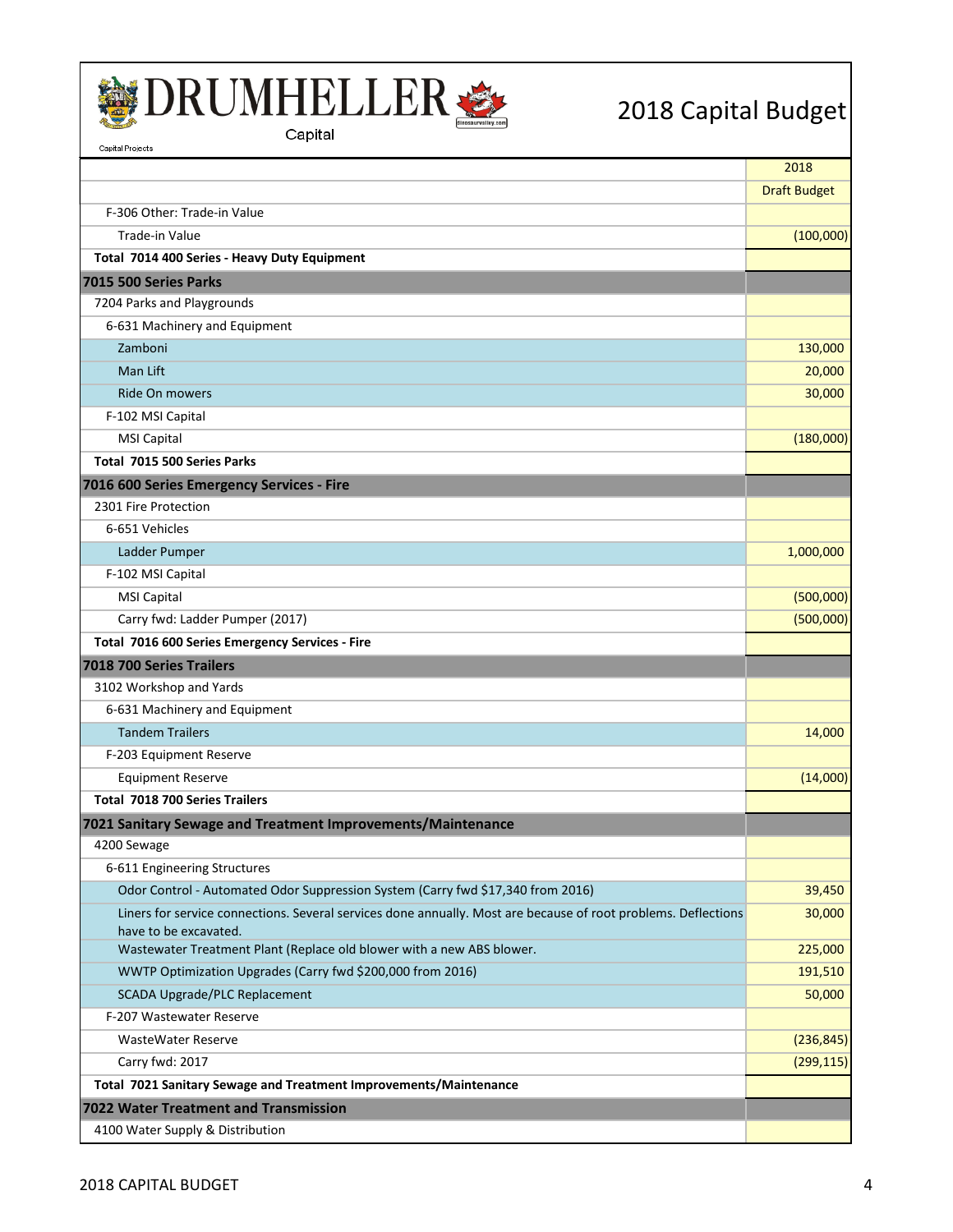# DRUMHELLER

Capital

Capital Projects

# 2018 Capital Budget

| | 2018 |
|---|---|
| | Draft Budget |
| F-306 Other: Trade-in Value | |
| Trade-in Value | (100,000) |
| **Total 7014 400 Series - Heavy Duty Equipment** | |
| **7015 500 Series Parks** | |
| 7204 Parks and Playgrounds | |
| 6-631 Machinery and Equipment | |
| Zamboni | 130,000 |
| Man Lift | 20,000 |
| Ride On mowers | 30,000 |
| F-102 MSI Capital | |
| MSI Capital | (180,000) |
| **Total 7015 500 Series Parks** | |
| **7016 600 Series Emergency Services - Fire** | |
| 2301 Fire Protection | |
| 6-651 Vehicles | |
| Ladder Pumper | 1,000,000 |
| F-102 MSI Capital | |
| MSI Capital | (500,000) |
| Carry fwd: Ladder Pumper (2017) | (500,000) |
| **Total 7016 600 Series Emergency Services - Fire** | |
| **7018 700 Series Trailers** | |
| 3102 Workshop and Yards | |
| 6-631 Machinery and Equipment | |
| Tandem Trailers | 14,000 |
| F-203 Equipment Reserve | |
| Equipment Reserve | (14,000) |
| **Total 7018 700 Series Trailers** | |
| **7021 Sanitary Sewage and Treatment Improvements/Maintenance** | |
| 4200 Sewage | |
| 6-611 Engineering Structures | |
| Odor Control - Automated Odor Suppression System (Carry fwd $17,340 from 2016) | 39,450 |
| Liners for service connections. Several services done annually. Most are because of root problems. Deflections have to be excavated. | 30,000 |
| Wastewater Treatment Plant (Replace old blower with a new ABS blower. | 225,000 |
| WWTP Optimization Upgrades (Carry fwd $200,000 from 2016) | 191,510 |
| SCADA Upgrade/PLC Replacement | 50,000 |
| F-207 Wastewater Reserve | |
| WasteWater Reserve | (236,845) |
| Carry fwd: 2017 | (299,115) |
| **Total 7021 Sanitary Sewage and Treatment Improvements/Maintenance** | |
| **7022 Water Treatment and Transmission** | |
| 4100 Water Supply & Distribution | |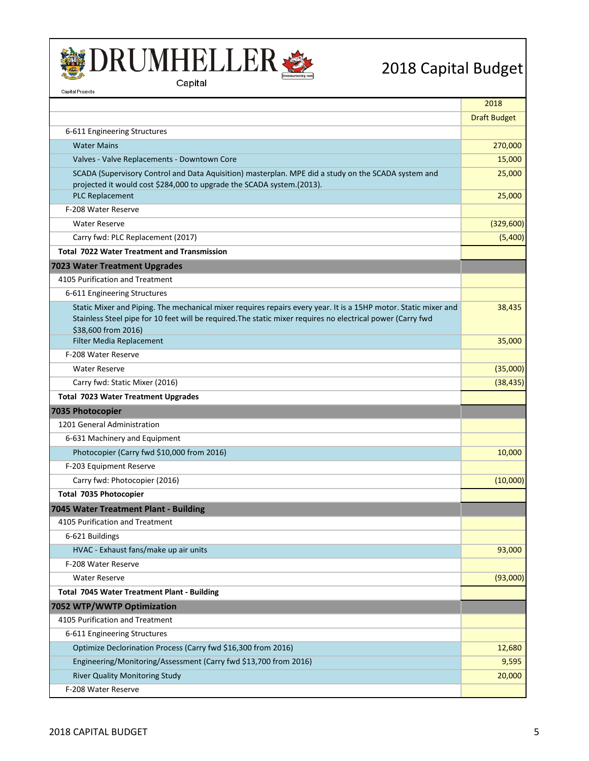# DRUMHELLER

Capital

Capital Projects

# 2018 Capital Budget

| | 2018 |
|---|---|
| | Draft Budget |
| 6-611 Engineering Structures | |
| Water Mains | 270,000 |
| Valves - Valve Replacements - Downtown Core | 15,000 |
| SCADA (Supervisory Control and Data Aquisition) masterplan. MPE did a study on the SCADA system and projected it would cost $284,000 to upgrade the SCADA system.(2013). | 25,000 |
| PLC Replacement | 25,000 |
| F-208 Water Reserve | |
| Water Reserve | (329,600) |
| Carry fwd: PLC Replacement (2017) | (5,400) |
| **Total 7022 Water Treatment and Transmission** | |
| **7023 Water Treatment Upgrades** | |
| 4105 Purification and Treatment | |
| 6-611 Engineering Structures | |
| Static Mixer and Piping. The mechanical mixer requires repairs every year. It is a 15HP motor. Static mixer and Stainless Steel pipe for 10 feet will be required.The static mixer requires no electrical power (Carry fwd $38,600 from 2016) | 38,435 |
| Filter Media Replacement | 35,000 |
| F-208 Water Reserve | |
| Water Reserve | (35,000) |
| Carry fwd: Static Mixer (2016) | (38,435) |
| **Total 7023 Water Treatment Upgrades** | |
| **7035 Photocopier** | |
| 1201 General Administration | |
| 6-631 Machinery and Equipment | |
| Photocopier (Carry fwd $10,000 from 2016) | 10,000 |
| F-203 Equipment Reserve | |
| Carry fwd: Photocopier (2016) | (10,000) |
| **Total 7035 Photocopier** | |
| **7045 Water Treatment Plant - Building** | |
| 4105 Purification and Treatment | |
| 6-621 Buildings | |
| HVAC - Exhaust fans/make up air units | 93,000 |
| F-208 Water Reserve | |
| Water Reserve | (93,000) |
| **Total 7045 Water Treatment Plant - Building** | |
| **7052 WTP/WWTP Optimization** | |
| 4105 Purification and Treatment | |
| 6-611 Engineering Structures | |
| Optimize Declorination Process (Carry fwd $16,300 from 2016) | 12,680 |
| Engineering/Monitoring/Assessment (Carry fwd $13,700 from 2016) | 9,595 |
| River Quality Monitoring Study | 20,000 |
| F-208 Water Reserve | |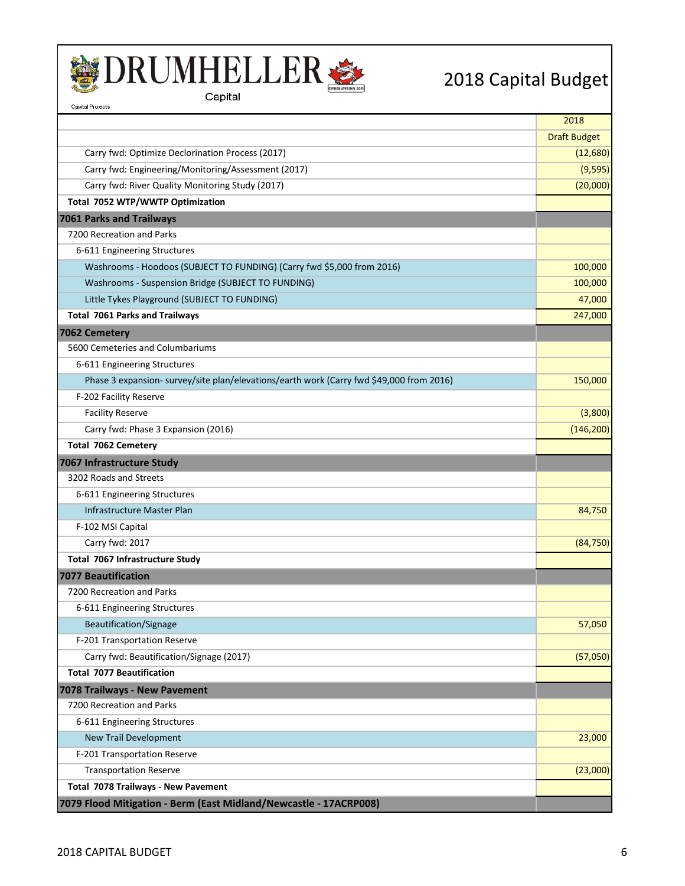# 2018 Capital Budget

Capital

Capital Projects

| | 2018 |
|---|---|
| | Draft Budget |
| Carry fwd: Optimize Declorination Process (2017) | (12,680) |
| Carry fwd: Engineering/Monitoring/Assessment (2017) | (9,595) |
| Carry fwd: River Quality Monitoring Study (2017) | (20,000) |
| **Total 7052 WTP/WWTP Optimization** | |
| **7061 Parks and Trailways** | |
| 7200 Recreation and Parks | |
| 6-611 Engineering Structures | |
| Washrooms - Hoodoos (SUBJECT TO FUNDING) (Carry fwd $5,000 from 2016) | 100,000 |
| Washrooms - Suspension Bridge (SUBJECT TO FUNDING) | 100,000 |
| Little Tykes Playground (SUBJECT TO FUNDING) | 47,000 |
| **Total 7061 Parks and Trailways** | 247,000 |
| **7062 Cemetery** | |
| 5600 Cemeteries and Columbariums | |
| 6-611 Engineering Structures | |
| Phase 3 expansion- survey/site plan/elevations/earth work (Carry fwd $49,000 from 2016) | 150,000 |
| F-202 Facility Reserve | |
| Facility Reserve | (3,800) |
| Carry fwd: Phase 3 Expansion (2016) | (146,200) |
| **Total 7062 Cemetery** | |
| **7067 Infrastructure Study** | |
| 3202 Roads and Streets | |
| 6-611 Engineering Structures | |
| Infrastructure Master Plan | 84,750 |
| F-102 MSI Capital | |
| Carry fwd: 2017 | (84,750) |
| **Total 7067 Infrastructure Study** | |
| **7077 Beautification** | |
| 7200 Recreation and Parks | |
| 6-611 Engineering Structures | |
| Beautification/Signage | 57,050 |
| F-201 Transportation Reserve | |
| Carry fwd: Beautification/Signage (2017) | (57,050) |
| **Total 7077 Beautification** | |
| **7078 Trailways - New Pavement** | |
| 7200 Recreation and Parks | |
| 6-611 Engineering Structures | |
| New Trail Development | 23,000 |
| F-201 Transportation Reserve | |
| Transportation Reserve | (23,000) |
| **Total 7078 Trailways - New Pavement** | |
| **7079 Flood Mitigation - Berm (East Midland/Newcastle - 17ACRP008)** | |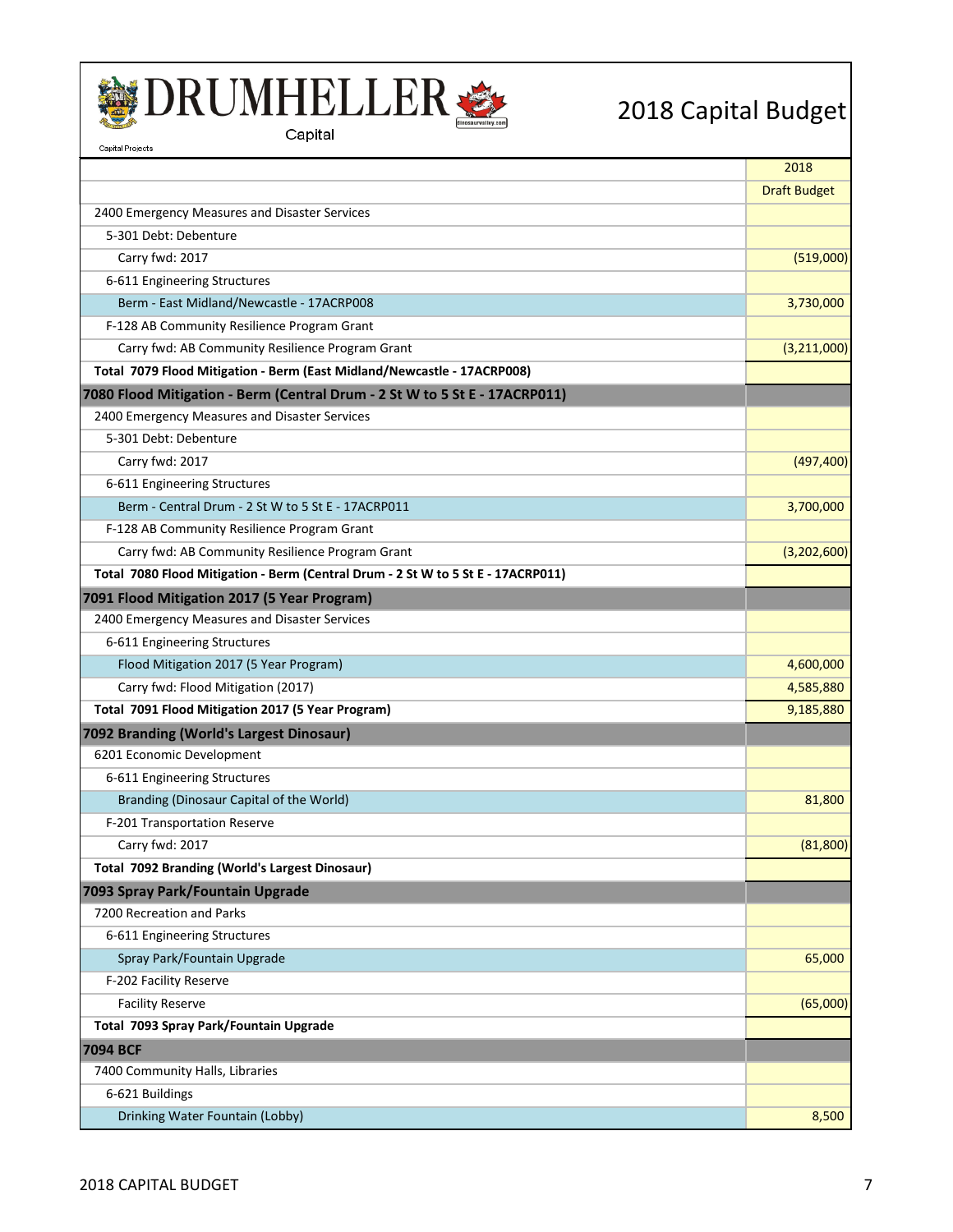# 2018 Capital Budget

Capital

Capital Projects

| | 2018 |
|---|---|
| | Draft Budget |
| 2400 Emergency Measures and Disaster Services | |
| 5-301 Debt: Debenture | |
| Carry fwd: 2017 | (519,000) |
| 6-611 Engineering Structures | |
| Berm - East Midland/Newcastle - 17ACRP008 | 3,730,000 |
| F-128 AB Community Resilience Program Grant | |
| Carry fwd: AB Community Resilience Program Grant | (3,211,000) |
| **Total 7079 Flood Mitigation - Berm (East Midland/Newcastle - 17ACRP008)** | |
| **7080 Flood Mitigation - Berm (Central Drum - 2 St W to 5 St E - 17ACRP011)** | |
| 2400 Emergency Measures and Disaster Services | |
| 5-301 Debt: Debenture | |
| Carry fwd: 2017 | (497,400) |
| 6-611 Engineering Structures | |
| Berm - Central Drum - 2 St W to 5 St E - 17ACRP011 | 3,700,000 |
| F-128 AB Community Resilience Program Grant | |
| Carry fwd: AB Community Resilience Program Grant | (3,202,600) |
| **Total 7080 Flood Mitigation - Berm (Central Drum - 2 St W to 5 St E - 17ACRP011)** | |
| **7091 Flood Mitigation 2017 (5 Year Program)** | |
| 2400 Emergency Measures and Disaster Services | |
| 6-611 Engineering Structures | |
| Flood Mitigation 2017 (5 Year Program) | 4,600,000 |
| Carry fwd: Flood Mitigation (2017) | 4,585,880 |
| **Total 7091 Flood Mitigation 2017 (5 Year Program)** | 9,185,880 |
| **7092 Branding (World's Largest Dinosaur)** | |
| 6201 Economic Development | |
| 6-611 Engineering Structures | |
| Branding (Dinosaur Capital of the World) | 81,800 |
| F-201 Transportation Reserve | |
| Carry fwd: 2017 | (81,800) |
| **Total 7092 Branding (World's Largest Dinosaur)** | |
| **7093 Spray Park/Fountain Upgrade** | |
| 7200 Recreation and Parks | |
| 6-611 Engineering Structures | |
| Spray Park/Fountain Upgrade | 65,000 |
| F-202 Facility Reserve | |
| Facility Reserve | (65,000) |
| **Total 7093 Spray Park/Fountain Upgrade** | |
| **7094 BCF** | |
| 7400 Community Halls, Libraries | |
| 6-621 Buildings | |
| Drinking Water Fountain (Lobby) | 8,500 |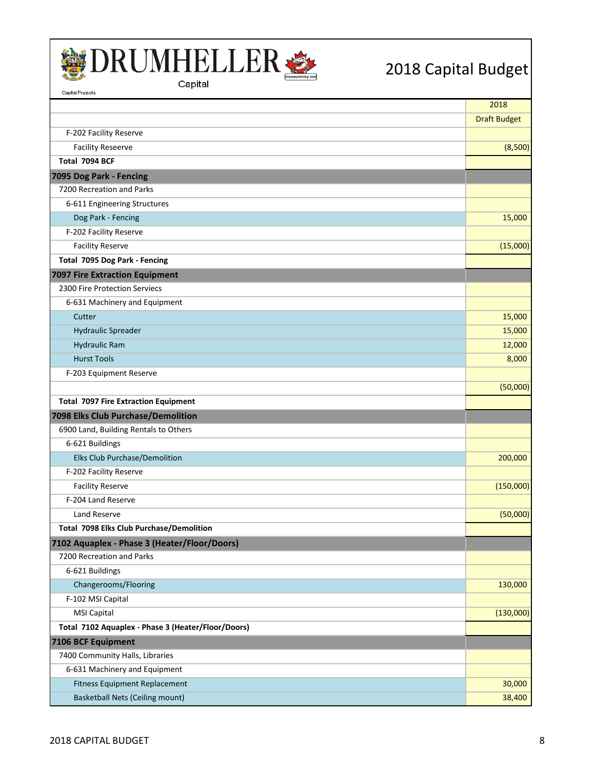# DRUMHELLER

Capital

Capital Projects

## 2018 Capital Budget

| | 2018 |
|---|---|
| | Draft Budget |
| F-202 Facility Reserve | |
| Facility Reseerve | (8,500) |
| **Total 7094 BCF** | |
| **7095 Dog Park - Fencing** | |
| 7200 Recreation and Parks | |
| 6-611 Engineering Structures | |
| Dog Park - Fencing | 15,000 |
| F-202 Facility Reserve | |
| Facility Reserve | (15,000) |
| **Total 7095 Dog Park - Fencing** | |
| **7097 Fire Extraction Equipment** | |
| 2300 Fire Protection Serviecs | |
| 6-631 Machinery and Equipment | |
| Cutter | 15,000 |
| Hydraulic Spreader | 15,000 |
| Hydraulic Ram | 12,000 |
| Hurst Tools | 8,000 |
| F-203 Equipment Reserve | |
| | (50,000) |
| **Total 7097 Fire Extraction Equipment** | |
| **7098 Elks Club Purchase/Demolition** | |
| 6900 Land, Building Rentals to Others | |
| 6-621 Buildings | |
| Elks Club Purchase/Demolition | 200,000 |
| F-202 Facility Reserve | |
| Facility Reserve | (150,000) |
| F-204 Land Reserve | |
| Land Reserve | (50,000) |
| **Total 7098 Elks Club Purchase/Demolition** | |
| **7102 Aquaplex - Phase 3 (Heater/Floor/Doors)** | |
| 7200 Recreation and Parks | |
| 6-621 Buildings | |
| Changerooms/Flooring | 130,000 |
| F-102 MSI Capital | |
| MSI Capital | (130,000) |
| **Total 7102 Aquaplex - Phase 3 (Heater/Floor/Doors)** | |
| **7106 BCF Equipment** | |
| 7400 Community Halls, Libraries | |
| 6-631 Machinery and Equipment | |
| Fitness Equipment Replacement | 30,000 |
| Basketball Nets (Ceiling mount) | 38,400 |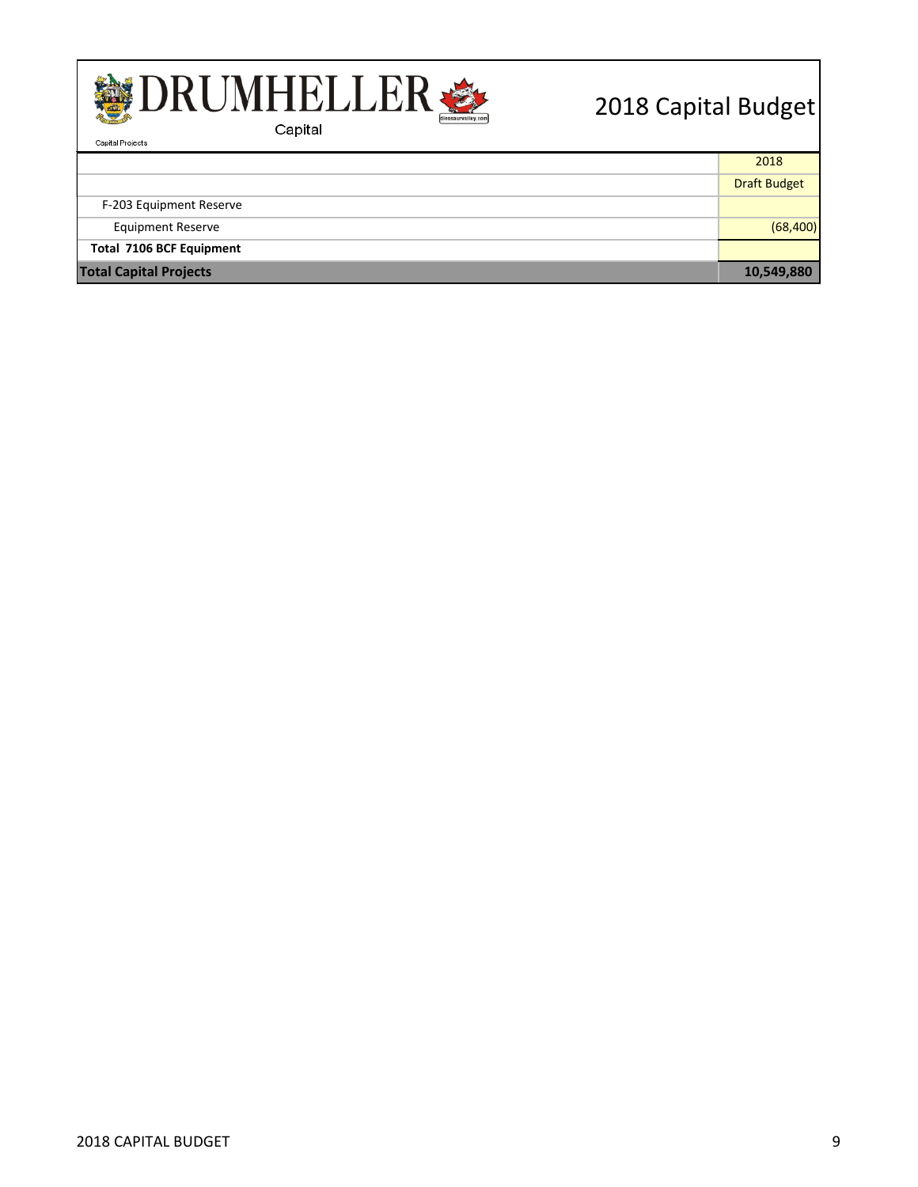# DRUMHELLER

Capital

Capital Projects

# 2018 Capital Budget

| | 2018 |
|---|---|
| | Draft Budget |
| F-203 Equipment Reserve | |
| Equipment Reserve | (68,400) |
| **Total 7106 BCF Equipment** | |
| **Total Capital Projects** | **10,549,880** |

2018 CAPITAL BUDGET